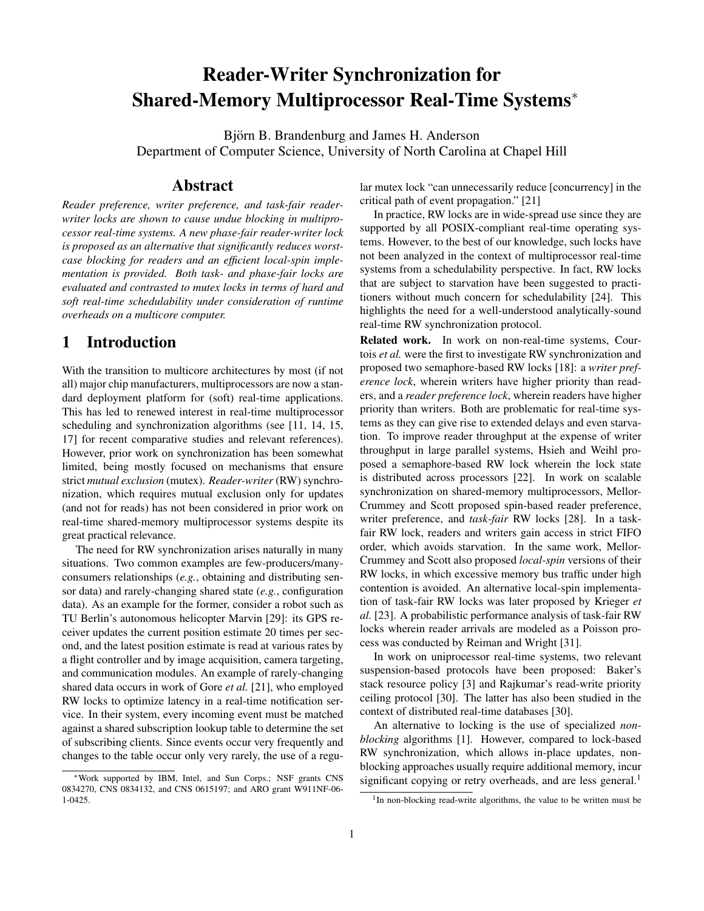# Reader-Writer Synchronization for Shared-Memory Multiprocessor Real-Time Systems*

Björn B. Brandenburg and James H. Anderson
Department of Computer Science, University of North Carolina at Chapel Hill

## Abstract

*Reader preference, writer preference, and task-fair reader-writer locks are shown to cause undue blocking in multiprocessor real-time systems. A new phase-fair reader-writer lock is proposed as an alternative that significantly reduces worst-case blocking for readers and an efficient local-spin implementation is provided. Both task- and phase-fair locks are evaluated and contrasted to mutex locks in terms of hard and soft real-time schedulability under consideration of runtime overheads on a multicore computer.*

## 1 Introduction

With the transition to multicore architectures by most (if not all) major chip manufacturers, multiprocessors are now a standard deployment platform for (soft) real-time applications. This has led to renewed interest in real-time multiprocessor scheduling and synchronization algorithms (see [11, 14, 15, 17] for recent comparative studies and relevant references). However, prior work on synchronization has been somewhat limited, being mostly focused on mechanisms that ensure strict *mutual exclusion* (mutex). *Reader-writer* (RW) synchronization, which requires mutual exclusion only for updates (and not for reads) has not been considered in prior work on real-time shared-memory multiprocessor systems despite its great practical relevance.

The need for RW synchronization arises naturally in many situations. Two common examples are few-producers/many-consumers relationships (*e.g.*, obtaining and distributing sensor data) and rarely-changing shared state (*e.g.*, configuration data). As an example for the former, consider a robot such as TU Berlin's autonomous helicopter Marvin [29]: its GPS receiver updates the current position estimate 20 times per second, and the latest position estimate is read at various rates by a flight controller and by image acquisition, camera targeting, and communication modules. An example of rarely-changing shared data occurs in work of Gore *et al.* [21], who employed RW locks to optimize latency in a real-time notification service. In their system, every incoming event must be matched against a shared subscription lookup table to determine the set of subscribing clients. Since events occur very frequently and changes to the table occur only very rarely, the use of a regular mutex lock "can unnecessarily reduce [concurrency] in the critical path of event propagation." [21]

In practice, RW locks are in wide-spread use since they are supported by all POSIX-compliant real-time operating systems. However, to the best of our knowledge, such locks have not been analyzed in the context of multiprocessor real-time systems from a schedulability perspective. In fact, RW locks that are subject to starvation have been suggested to practitioners without much concern for schedulability [24]. This highlights the need for a well-understood analytically-sound real-time RW synchronization protocol.

**Related work.** In work on non-real-time systems, Courtois *et al.* were the first to investigate RW synchronization and proposed two semaphore-based RW locks [18]: a *writer preference lock*, wherein writers have higher priority than readers, and a *reader preference lock*, wherein readers have higher priority than writers. Both are problematic for real-time systems as they can give rise to extended delays and even starvation. To improve reader throughput at the expense of writer throughput in large parallel systems, Hsieh and Weihl proposed a semaphore-based RW lock wherein the lock state is distributed across processors [22]. In work on scalable synchronization on shared-memory multiprocessors, Mellor-Crummey and Scott proposed spin-based reader preference, writer preference, and *task-fair* RW locks [28]. In a task-fair RW lock, readers and writers gain access in strict FIFO order, which avoids starvation. In the same work, Mellor-Crummey and Scott also proposed *local-spin* versions of their RW locks, in which excessive memory bus traffic under high contention is avoided. An alternative local-spin implementation of task-fair RW locks was later proposed by Krieger *et al.* [23]. A probabilistic performance analysis of task-fair RW locks wherein reader arrivals are modeled as a Poisson process was conducted by Reiman and Wright [31].

In work on uniprocessor real-time systems, two relevant suspension-based protocols have been proposed: Baker's stack resource policy [3] and Rajkumar's read-write priority ceiling protocol [30]. The latter has also been studied in the context of distributed real-time databases [30].

An alternative to locking is the use of specialized *non-blocking* algorithms [1]. However, compared to lock-based RW synchronization, which allows in-place updates, non-blocking approaches usually require additional memory, incur significant copying or retry overheads, and are less general.[1]

*Work supported by IBM, Intel, and Sun Corps.; NSF grants CNS 0834270, CNS 0834132, and CNS 0615197; and ARO grant W911NF-06-1-0425.

[1] In non-blocking read-write algorithms, the value to be written must be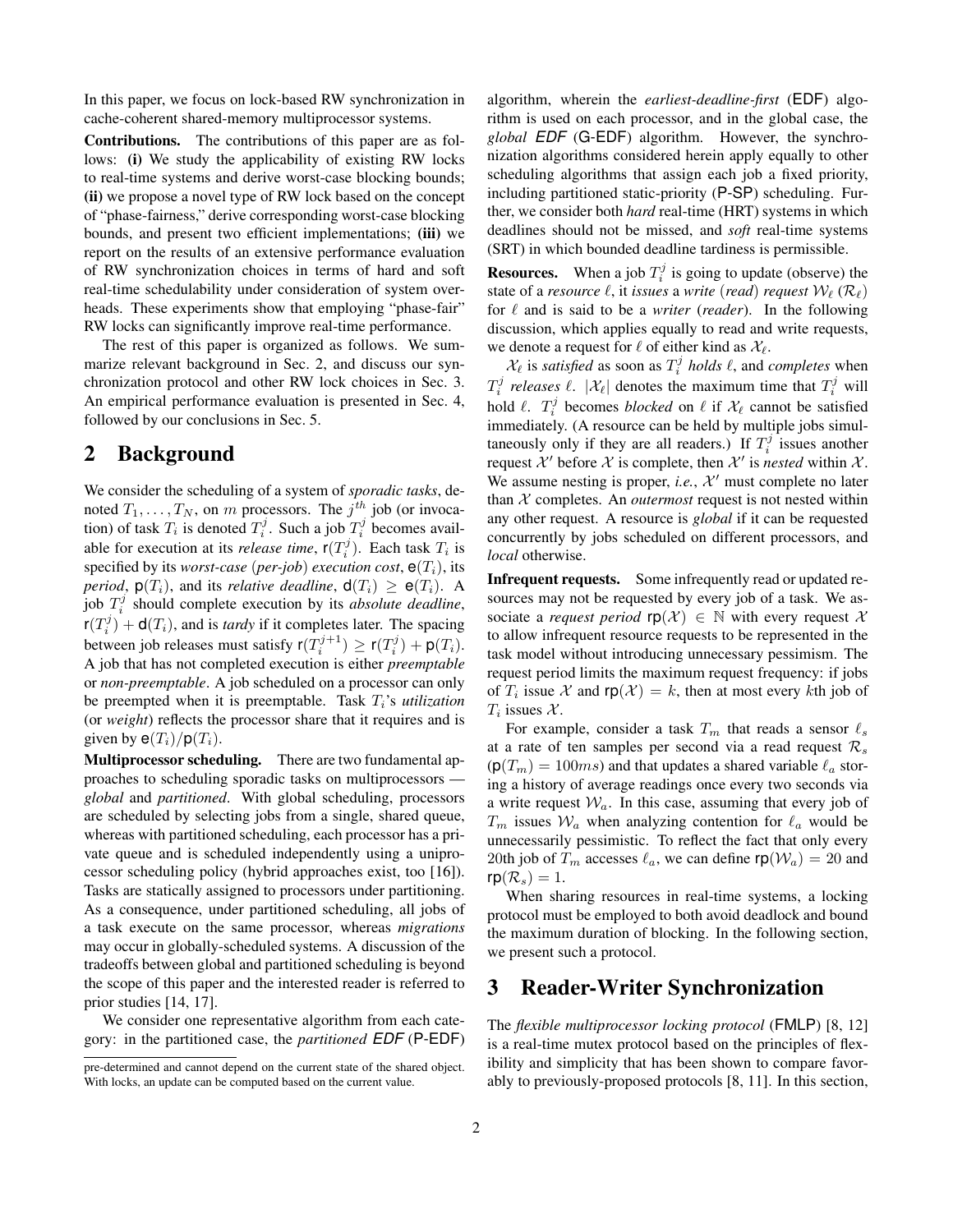In this paper, we focus on lock-based RW synchronization in cache-coherent shared-memory multiprocessor systems.

**Contributions.** The contributions of this paper are as follows: **(i)** We study the applicability of existing RW locks to real-time systems and derive worst-case blocking bounds; **(ii)** we propose a novel type of RW lock based on the concept of "phase-fairness," derive corresponding worst-case blocking bounds, and present two efficient implementations; **(iii)** we report on the results of an extensive performance evaluation of RW synchronization choices in terms of hard and soft real-time schedulability under consideration of system overheads. These experiments show that employing "phase-fair" RW locks can significantly improve real-time performance.

The rest of this paper is organized as follows. We summarize relevant background in Sec. 2, and discuss our synchronization protocol and other RW lock choices in Sec. 3. An empirical performance evaluation is presented in Sec. 4, followed by our conclusions in Sec. 5.

## 2 Background

We consider the scheduling of a system of *sporadic tasks*, denoted $T_1, \ldots, T_N$, on $m$ processors. The $j^{th}$ job (or invocation) of task $T_i$ is denoted $T_i^j$. Such a job $T_i^j$ becomes available for execution at its *release time*, $\mathsf{r}(T_i^j)$. Each task $T_i$ is specified by its *worst-case* (*per-job*) *execution cost*, $\mathsf{e}(T_i)$, its *period*, $\mathsf{p}(T_i)$, and its *relative deadline*, $\mathsf{d}(T_i) \geq \mathsf{e}(T_i)$. A job $T_i^j$ should complete execution by its *absolute deadline*, $\mathsf{r}(T_i^j) + \mathsf{d}(T_i)$, and is *tardy* if it completes later. The spacing between job releases must satisfy $\mathsf{r}(T_i^{j+1}) \geq \mathsf{r}(T_i^j) + \mathsf{p}(T_i)$. A job that has not completed execution is either *preemptable* or *non-preemptable*. A job scheduled on a processor can only be preempted when it is preemptable. Task $T_i$'s *utilization* (or *weight*) reflects the processor share that it requires and is given by $\mathsf{e}(T_i)/\mathsf{p}(T_i)$.

**Multiprocessor scheduling.** There are two fundamental approaches to scheduling sporadic tasks on multiprocessors — *global* and *partitioned*. With global scheduling, processors are scheduled by selecting jobs from a single, shared queue, whereas with partitioned scheduling, each processor has a private queue and is scheduled independently using a uniprocessor scheduling policy (hybrid approaches exist, too [16]). Tasks are statically assigned to processors under partitioning. As a consequence, under partitioned scheduling, all jobs of a task execute on the same processor, whereas *migrations* may occur in globally-scheduled systems. A discussion of the tradeoffs between global and partitioned scheduling is beyond the scope of this paper and the interested reader is referred to prior studies [14, 17].

We consider one representative algorithm from each category: in the partitioned case, the *partitioned EDF* (P-EDF) algorithm, wherein the *earliest-deadline-first* (EDF) algorithm is used on each processor, and in the global case, the *global EDF* (G-EDF) algorithm. However, the synchronization algorithms considered herein apply equally to other scheduling algorithms that assign each job a fixed priority, including partitioned static-priority (P-SP) scheduling. Further, we consider both *hard* real-time (HRT) systems in which deadlines should not be missed, and *soft* real-time systems (SRT) in which bounded deadline tardiness is permissible.

**Resources.** When a job $T_i^j$ is going to update (observe) the state of a *resource* $\ell$, it *issues* a *write* (*read*) *request* $\mathcal{W}_\ell$ ($\mathcal{R}_\ell$) for $\ell$ and is said to be a *writer* (*reader*). In the following discussion, which applies equally to read and write requests, we denote a request for $\ell$ of either kind as $\mathcal{X}_\ell$.

$\mathcal{X}_\ell$ is *satisfied* as soon as $T_i^j$ *holds* $\ell$, and *completes* when $T_i^j$ *releases* $\ell$. $|\mathcal{X}_\ell|$ denotes the maximum time that $T_i^j$ will hold $\ell$. $T_i^j$ becomes *blocked* on $\ell$ if $\mathcal{X}_\ell$ cannot be satisfied immediately. (A resource can be held by multiple jobs simultaneously only if they are all readers.) If $T_i^j$ issues another request $\mathcal{X}'$ before $\mathcal{X}$ is complete, then $\mathcal{X}'$ is *nested* within $\mathcal{X}$. We assume nesting is proper, *i.e.*, $\mathcal{X}'$ must complete no later than $\mathcal{X}$ completes. An *outermost* request is not nested within any other request. A resource is *global* if it can be requested concurrently by jobs scheduled on different processors, and *local* otherwise.

**Infrequent requests.** Some infrequently read or updated resources may not be requested by every job of a task. We associate a *request period* $\mathsf{rp}(\mathcal{X}) \in \mathbb{N}$ with every request $\mathcal{X}$ to allow infrequent resource requests to be represented in the task model without introducing unnecessary pessimism. The request period limits the maximum request frequency: if jobs of $T_i$ issue $\mathcal{X}$ and $\mathsf{rp}(\mathcal{X}) = k$, then at most every $k$th job of $T_i$ issues $\mathcal{X}$.

For example, consider a task $T_m$ that reads a sensor $\ell_s$ at a rate of ten samples per second via a read request $\mathcal{R}_s$ ($\mathsf{p}(T_m) = 100ms$) and that updates a shared variable $\ell_a$ storing a history of average readings once every two seconds via a write request $\mathcal{W}_a$. In this case, assuming that every job of $T_m$ issues $\mathcal{W}_a$ when analyzing contention for $\ell_a$ would be unnecessarily pessimistic. To reflect the fact that only every 20th job of $T_m$ accesses $\ell_a$, we can define $\mathsf{rp}(\mathcal{W}_a) = 20$ and $\mathsf{rp}(\mathcal{R}_s) = 1$.

When sharing resources in real-time systems, a locking protocol must be employed to both avoid deadlock and bound the maximum duration of blocking. In the following section, we present such a protocol.

## 3 Reader-Writer Synchronization

The *flexible multiprocessor locking protocol* (FMLP) [8, 12] is a real-time mutex protocol based on the principles of flexibility and simplicity that has been shown to compare favorably to previously-proposed protocols [8, 11]. In this section,

pre-determined and cannot depend on the current state of the shared object. With locks, an update can be computed based on the current value.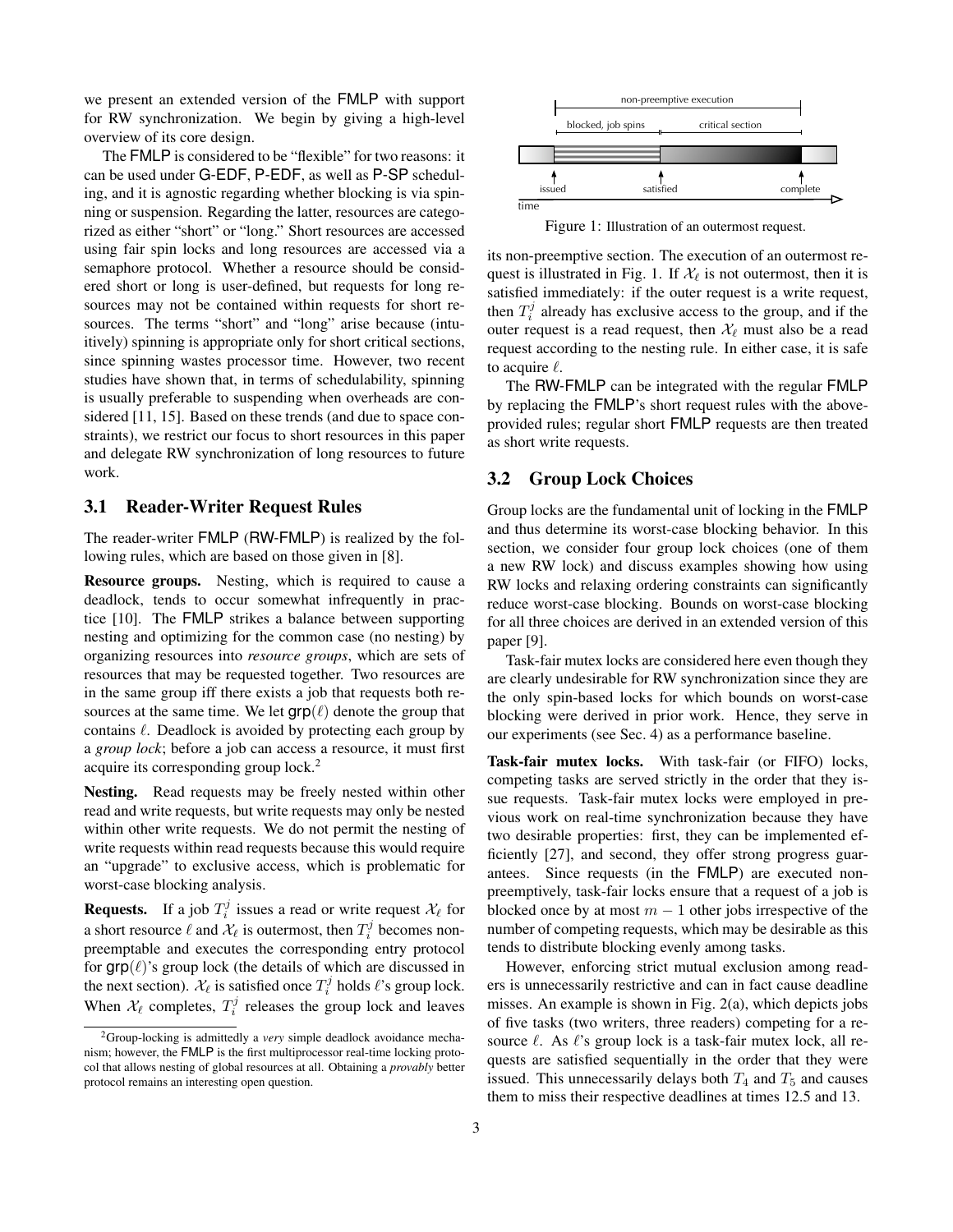we present an extended version of the FMLP with support for RW synchronization. We begin by giving a high-level overview of its core design.

The FMLP is considered to be "flexible" for two reasons: it can be used under G-EDF, P-EDF, as well as P-SP scheduling, and it is agnostic regarding whether blocking is via spinning or suspension. Regarding the latter, resources are categorized as either "short" or "long." Short resources are accessed using fair spin locks and long resources are accessed via a semaphore protocol. Whether a resource should be considered short or long is user-defined, but requests for long resources may not be contained within requests for short resources. The terms "short" and "long" arise because (intuitively) spinning is appropriate only for short critical sections, since spinning wastes processor time. However, two recent studies have shown that, in terms of schedulability, spinning is usually preferable to suspending when overheads are considered [11, 15]. Based on these trends (and due to space constraints), we restrict our focus to short resources in this paper and delegate RW synchronization of long resources to future work.

### 3.1 Reader-Writer Request Rules

The reader-writer FMLP (RW-FMLP) is realized by the following rules, which are based on those given in [8].

**Resource groups.** Nesting, which is required to cause a deadlock, tends to occur somewhat infrequently in practice [10]. The FMLP strikes a balance between supporting nesting and optimizing for the common case (no nesting) by organizing resources into *resource groups*, which are sets of resources that may be requested together. Two resources are in the same group iff there exists a job that requests both resources at the same time. We let $\mathsf{grp}(\ell)$ denote the group that contains $\ell$. Deadlock is avoided by protecting each group by a *group lock*; before a job can access a resource, it must first acquire its corresponding group lock.[2]

**Nesting.** Read requests may be freely nested within other read and write requests, but write requests may only be nested within other write requests. We do not permit the nesting of write requests within read requests because this would require an "upgrade" to exclusive access, which is problematic for worst-case blocking analysis.

**Requests.** If a job $T_i^j$ issues a read or write request $\mathcal{X}_\ell$ for a short resource $\ell$ and $\mathcal{X}_\ell$ is outermost, then $T_i^j$ becomes non-preemptable and executes the corresponding entry protocol for $\mathsf{grp}(\ell)$'s group lock (the details of which are discussed in the next section). $\mathcal{X}_\ell$ is satisfied once $T_i^j$ holds $\ell$'s group lock. When $\mathcal{X}_\ell$ completes, $T_i^j$ releases the group lock and leaves its non-preemptive section. The execution of an outermost request is illustrated in Fig. 1. If $\mathcal{X}_\ell$ is not outermost, then it is satisfied immediately: if the outer request is a write request, then $T_i^j$ already has exclusive access to the group, and if the outer request is a read request, then $\mathcal{X}_\ell$ must also be a read request according to the nesting rule. In either case, it is safe to acquire $\ell$.

[2] Group-locking is admittedly a *very* simple deadlock avoidance mechanism; however, the FMLP is the first multiprocessor real-time locking protocol that allows nesting of global resources at all. Obtaining a *provably* better protocol remains an interesting open question.

Figure 1: Illustration of an outermost request.

The RW-FMLP can be integrated with the regular FMLP by replacing the FMLP's short request rules with the above-provided rules; regular short FMLP requests are then treated as short write requests.

### 3.2 Group Lock Choices

Group locks are the fundamental unit of locking in the FMLP and thus determine its worst-case blocking behavior. In this section, we consider four group lock choices (one of them a new RW lock) and discuss examples showing how using RW locks and relaxing ordering constraints can significantly reduce worst-case blocking. Bounds on worst-case blocking for all three choices are derived in an extended version of this paper [9].

Task-fair mutex locks are considered here even though they are clearly undesirable for RW synchronization since they are the only spin-based locks for which bounds on worst-case blocking were derived in prior work. Hence, they serve in our experiments (see Sec. 4) as a performance baseline.

**Task-fair mutex locks.** With task-fair (or FIFO) locks, competing tasks are served strictly in the order that they issue requests. Task-fair mutex locks were employed in previous work on real-time synchronization because they have two desirable properties: first, they can be implemented efficiently [27], and second, they offer strong progress guarantees. Since requests (in the FMLP) are executed non-preemptively, task-fair locks ensure that a request of a job is blocked once by at most $m - 1$ other jobs irrespective of the number of competing requests, which may be desirable as this tends to distribute blocking evenly among tasks.

However, enforcing strict mutual exclusion among readers is unnecessarily restrictive and can in fact cause deadline misses. An example is shown in Fig. 2(a), which depicts jobs of five tasks (two writers, three readers) competing for a resource $\ell$. As $\ell$'s group lock is a task-fair mutex lock, all requests are satisfied sequentially in the order that they were issued. This unnecessarily delays both $T_4$ and $T_5$ and causes them to miss their respective deadlines at times 12.5 and 13.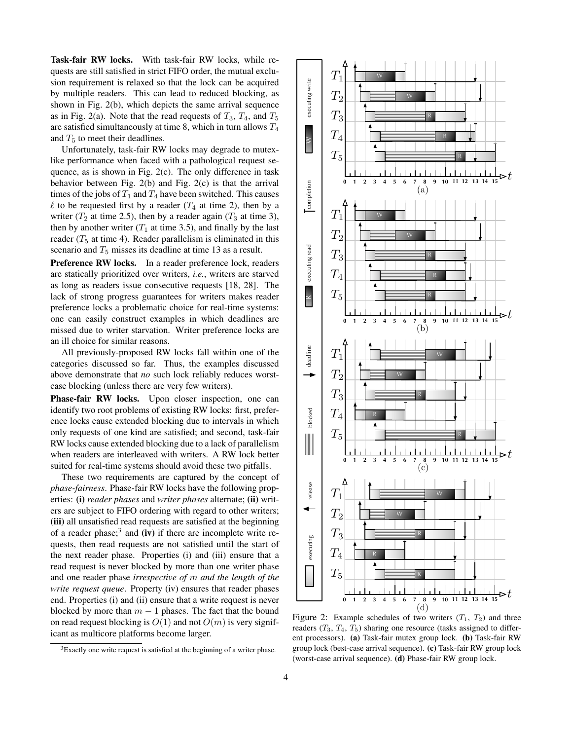**Task-fair RW locks.** With task-fair RW locks, while requests are still satisfied in strict FIFO order, the mutual exclusion requirement is relaxed so that the lock can be acquired by multiple readers. This can lead to reduced blocking, as shown in Fig. 2(b), which depicts the same arrival sequence as in Fig. 2(a). Note that the read requests of $T_3$, $T_4$, and $T_5$ are satisfied simultaneously at time 8, which in turn allows $T_4$ and $T_5$ to meet their deadlines.

Unfortunately, task-fair RW locks may degrade to mutex-like performance when faced with a pathological request sequence, as is shown in Fig. 2(c). The only difference in task behavior between Fig. 2(b) and Fig. 2(c) is that the arrival times of the jobs of $T_1$ and $T_4$ have been switched. This causes $\ell$ to be requested first by a reader ($T_4$ at time 2), then by a writer ($T_2$ at time 2.5), then by a reader again ($T_3$ at time 3), then by another writer ($T_1$ at time 3.5), and finally by the last reader ($T_5$ at time 4). Reader parallelism is eliminated in this scenario and $T_5$ misses its deadline at time 13 as a result.

**Preference RW locks.** In a reader preference lock, readers are statically prioritized over writers, *i.e.*, writers are starved as long as readers issue consecutive requests [18, 28]. The lack of strong progress guarantees for writers makes reader preference locks a problematic choice for real-time systems: one can easily construct examples in which deadlines are missed due to writer starvation. Writer preference locks are an ill choice for similar reasons.

All previously-proposed RW locks fall within one of the categories discussed so far. Thus, the examples discussed above demonstrate that *no* such lock reliably reduces worst-case blocking (unless there are very few writers).

**Phase-fair RW locks.** Upon closer inspection, one can identify two root problems of existing RW locks: first, preference locks cause extended blocking due to intervals in which only requests of one kind are satisfied; and second, task-fair RW locks cause extended blocking due to a lack of parallelism when readers are interleaved with writers. A RW lock better suited for real-time systems should avoid these two pitfalls.

These two requirements are captured by the concept of *phase-fairness*. Phase-fair RW locks have the following properties: **(i)** *reader phases* and *writer phases* alternate; **(ii)** writers are subject to FIFO ordering with regard to other writers; **(iii)** all unsatisfied read requests are satisfied at the beginning of a reader phase;[3] and **(iv)** if there are incomplete write requests, then read requests are not satisfied until the start of the next reader phase. Properties (i) and (iii) ensure that a read request is never blocked by more than one writer phase and one reader phase *irrespective of* $m$ *and the length of the write request queue*. Property (iv) ensures that reader phases end. Properties (i) and (ii) ensure that a write request is never blocked by more than $m - 1$ phases. The fact that the bound on read request blocking is $O(1)$ and not $O(m)$ is very significant as multicore platforms become larger.

[3] Exactly one write request is satisfied at the beginning of a writer phase.

Figure 2: Example schedules of two writers ($T_1$, $T_2$) and three readers ($T_3$, $T_4$, $T_5$) sharing one resource (tasks assigned to different processors). **(a)** Task-fair mutex group lock. **(b)** Task-fair RW group lock (best-case arrival sequence). **(c)** Task-fair RW group lock (worst-case arrival sequence). **(d)** Phase-fair RW group lock.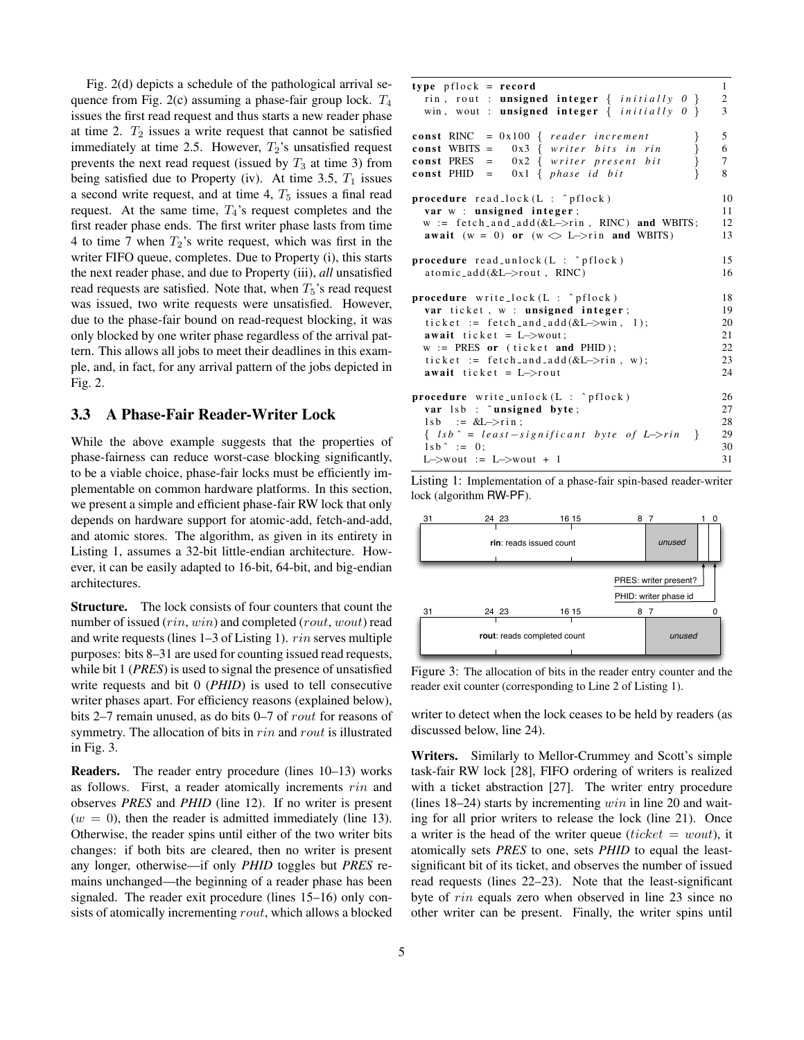Fig. 2(d) depicts a schedule of the pathological arrival sequence from Fig. 2(c) assuming a phase-fair group lock. $T_4$ issues the first read request and thus starts a new reader phase at time 2. $T_2$ issues a write request that cannot be satisfied immediately at time 2.5. However, $T_2$'s unsatisfied request prevents the next read request (issued by $T_3$ at time 3) from being satisfied due to Property (iv). At time 3.5, $T_1$ issues a second write request, and at time 4, $T_5$ issues a final read request. At the same time, $T_4$'s request completes and the first reader phase ends. The first writer phase lasts from time 4 to time 7 when $T_2$'s write request, which was first in the writer FIFO queue, completes. Due to Property (i), this starts the next reader phase, and due to Property (iii), *all* unsatisfied read requests are satisfied. Note that, when $T_5$'s read request was issued, two write requests were unsatisfied. However, due to the phase-fair bound on read-request blocking, it was only blocked by one writer phase regardless of the arrival pattern. This allows all jobs to meet their deadlines in this example, and, in fact, for any arrival pattern of the jobs depicted in Fig. 2.

### 3.3 A Phase-Fair Reader-Writer Lock

While the above example suggests that the properties of phase-fairness can reduce worst-case blocking significantly, to be a viable choice, phase-fair locks must be efficiently implementable on common hardware platforms. In this section, we present a simple and efficient phase-fair RW lock that only depends on hardware support for atomic-add, fetch-and-add, and atomic stores. The algorithm, as given in its entirety in Listing 1, assumes a 32-bit little-endian architecture. However, it can be easily adapted to 16-bit, 64-bit, and big-endian architectures.

**Structure.** The lock consists of four counters that count the number of issued ($rin$, $win$) and completed ($rout$, $wout$) read and write requests (lines 1–3 of Listing 1). $rin$ serves multiple purposes: bits 8–31 are used for counting issued read requests, while bit 1 (***PRES***) is used to signal the presence of unsatisfied write requests and bit 0 (***PHID***) is used to tell consecutive writer phases apart. For efficiency reasons (explained below), bits 2–7 remain unused, as do bits 0–7 of $rout$ for reasons of symmetry. The allocation of bits in $rin$ and $rout$ is illustrated in Fig. 3.

**Readers.** The reader entry procedure (lines 10–13) works as follows. First, a reader atomically increments $rin$ and observes *PRES* and *PHID* (line 12). If no writer is present ($w = 0$), then the reader is admitted immediately (line 13). Otherwise, the reader spins until either of the two writer bits changes: if both bits are cleared, then no writer is present any longer, otherwise—if only *PHID* toggles but *PRES* remains unchanged—the beginning of a reader phase has been signaled. The reader exit procedure (lines 15–16) only consists of atomically incrementing $rout$, which allows a blocked writer to detect when the lock ceases to be held by readers (as discussed below, line 24).

```
type pflock = record                                          1
  rin, rout : unsigned integer { initially 0 }                2
  win, wout : unsigned integer { initially 0 }                3

const RINC  = 0x100 { reader increment    }                   5
const WBITS =   0x3 { writer bits in rin  }                   6
const PRES  =   0x2 { writer present bit  }                   7
const PHID  =   0x1 { phase id bit        }                   8

procedure read_lock(L : ^pflock)                              10
  var w : unsigned integer;                                   11
  w := fetch_and_add(&L->rin, RINC) and WBITS;                12
  await (w = 0) or (w <> L->rin and WBITS)                    13

procedure read_unlock(L : ^pflock)                            15
  atomic_add(&L->rout, RINC)                                  16

procedure write_lock(L : ^pflock)                             18
  var ticket, w : unsigned integer;                           19
  ticket := fetch_and_add(&L->win, 1);                        20
  await ticket = L->wout;                                     21
  w := PRES or (ticket and PHID);                             22
  ticket := fetch_and_add(&L->rin, w);                        23
  await ticket = L->rout                                      24

procedure write_unlock(L : ^pflock)                           26
  var lsb : ^unsigned byte;                                   27
  lsb  := &L->rin;                                            28
  { lsb^ = least-significant byte of L->rin }                 29
  lsb^ := 0;                                                  30
  L->wout := L->wout + 1                                      31
```

Listing 1: Implementation of a phase-fair spin-based reader-writer lock (algorithm RW-PF).

| 31 | 24 23 | 16 15 | 8 7 | 1 0 |
|---|---|---|---|---|
| **rin**: reads issued count | | | unused | PRES: writer present? / PHID: writer phase id |

| 31 | 24 23 | 16 15 | 8 7 | 0 |
|---|---|---|---|---|
| **rout**: reads completed count | | | unused | |

Figure 3: The allocation of bits in the reader entry counter and the reader exit counter (corresponding to Line 2 of Listing 1).

**Writers.** Similarly to Mellor-Crummey and Scott's simple task-fair RW lock [28], FIFO ordering of writers is realized with a ticket abstraction [27]. The writer entry procedure (lines 18–24) starts by incrementing $win$ in line 20 and waiting for all prior writers to release the lock (line 21). Once a writer is the head of the writer queue ($ticket = wout$), it atomically sets *PRES* to one, sets *PHID* to equal the least-significant bit of its ticket, and observes the number of issued read requests (lines 22–23). Note that the least-significant byte of $rin$ equals zero when observed in line 23 since no other writer can be present. Finally, the writer spins until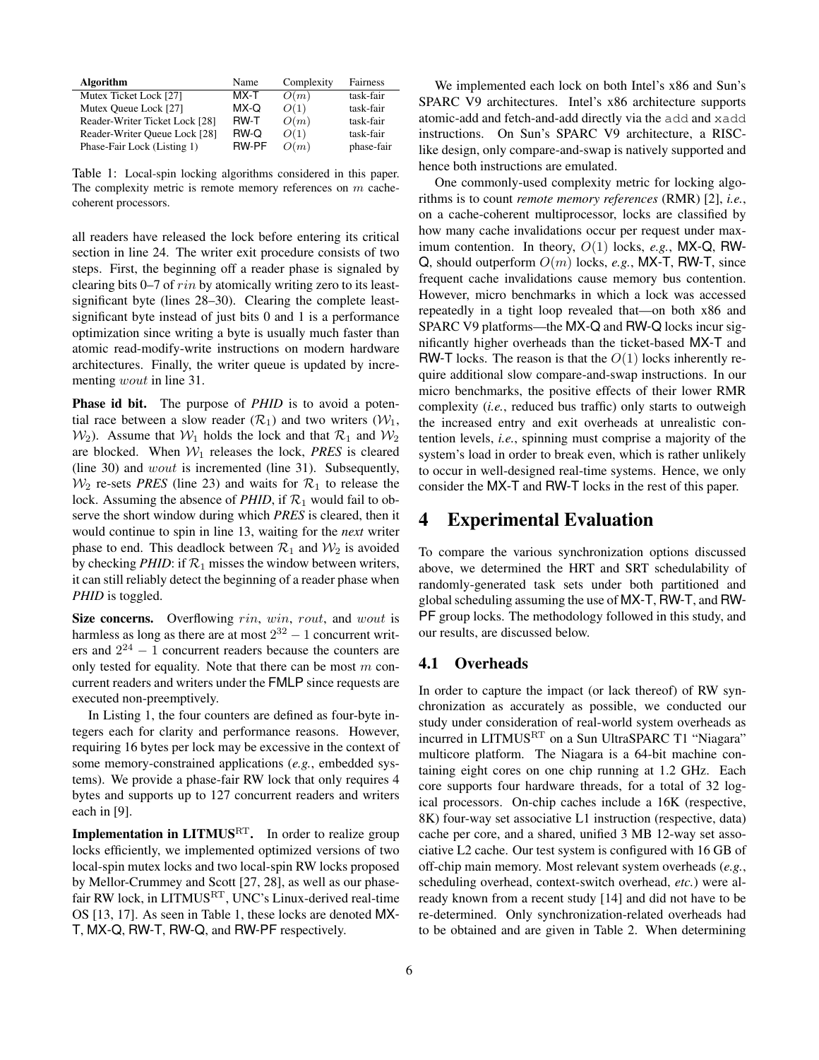| Algorithm | Name | Complexity | Fairness |
|---|---|---|---|
| Mutex Ticket Lock [27] | MX-T | $O(m)$ | task-fair |
| Mutex Queue Lock [27] | MX-Q | $O(1)$ | task-fair |
| Reader-Writer Ticket Lock [28] | RW-T | $O(m)$ | task-fair |
| Reader-Writer Queue Lock [28] | RW-Q | $O(1)$ | task-fair |
| Phase-Fair Lock (Listing 1) | RW-PF | $O(m)$ | phase-fair |

Table 1: Local-spin locking algorithms considered in this paper. The complexity metric is remote memory references on $m$ cache-coherent processors.

all readers have released the lock before entering its critical section in line 24. The writer exit procedure consists of two steps. First, the beginning off a reader phase is signaled by clearing bits 0–7 of $rin$ by atomically writing zero to its least-significant byte (lines 28–30). Clearing the complete least-significant byte instead of just bits 0 and 1 is a performance optimization since writing a byte is usually much faster than atomic read-modify-write instructions on modern hardware architectures. Finally, the writer queue is updated by incrementing $wout$ in line 31.

**Phase id bit.** The purpose of *PHID* is to avoid a potential race between a slow reader ($\mathcal{R}_1$) and two writers ($\mathcal{W}_1$, $\mathcal{W}_2$). Assume that $\mathcal{W}_1$ holds the lock and that $\mathcal{R}_1$ and $\mathcal{W}_2$ are blocked. When $\mathcal{W}_1$ releases the lock, *PRES* is cleared (line 30) and $wout$ is incremented (line 31). Subsequently, $\mathcal{W}_2$ re-sets *PRES* (line 23) and waits for $\mathcal{R}_1$ to release the lock. Assuming the absence of *PHID*, if $\mathcal{R}_1$ would fail to observe the short window during which *PRES* is cleared, then it would continue to spin in line 13, waiting for the *next* writer phase to end. This deadlock between $\mathcal{R}_1$ and $\mathcal{W}_2$ is avoided by checking *PHID*: if $\mathcal{R}_1$ misses the window between writers, it can still reliably detect the beginning of a reader phase when *PHID* is toggled.

**Size concerns.** Overflowing $rin$, $win$, $rout$, and $wout$ is harmless as long as there are at most $2^{32} - 1$ concurrent writers and $2^{24} - 1$ concurrent readers because the counters are only tested for equality. Note that there can be most $m$ concurrent readers and writers under the FMLP since requests are executed non-preemptively.

In Listing 1, the four counters are defined as four-byte integers each for clarity and performance reasons. However, requiring 16 bytes per lock may be excessive in the context of some memory-constrained applications (*e.g.*, embedded systems). We provide a phase-fair RW lock that only requires 4 bytes and supports up to 127 concurrent readers and writers each in [9].

**Implementation in LITMUS$^{\text{RT}}$.** In order to realize group locks efficiently, we implemented optimized versions of two local-spin mutex locks and two local-spin RW locks proposed by Mellor-Crummey and Scott [27, 28], as well as our phase-fair RW lock, in LITMUS$^{\text{RT}}$, UNC's Linux-derived real-time OS [13, 17]. As seen in Table 1, these locks are denoted MX-T, MX-Q, RW-T, RW-Q, and RW-PF respectively.

We implemented each lock on both Intel's x86 and Sun's SPARC V9 architectures. Intel's x86 architecture supports atomic-add and fetch-and-add directly via the `add` and `xadd` instructions. On Sun's SPARC V9 architecture, a RISC-like design, only compare-and-swap is natively supported and hence both instructions are emulated.

One commonly-used complexity metric for locking algorithms is to count *remote memory references* (RMR) [2], *i.e.*, on a cache-coherent multiprocessor, locks are classified by how many cache invalidations occur per request under maximum contention. In theory, $O(1)$ locks, *e.g.*, MX-Q, RW-Q, should outperform $O(m)$ locks, *e.g.*, MX-T, RW-T, since frequent cache invalidations cause memory bus contention. However, micro benchmarks in which a lock was accessed repeatedly in a tight loop revealed that—on both x86 and SPARC V9 platforms—the MX-Q and RW-Q locks incur significantly higher overheads than the ticket-based MX-T and RW-T locks. The reason is that the $O(1)$ locks inherently require additional slow compare-and-swap instructions. In our micro benchmarks, the positive effects of their lower RMR complexity (*i.e.*, reduced bus traffic) only starts to outweigh the increased entry and exit overheads at unrealistic contention levels, *i.e.*, spinning must comprise a majority of the system's load in order to break even, which is rather unlikely to occur in well-designed real-time systems. Hence, we only consider the MX-T and RW-T locks in the rest of this paper.

# 4 Experimental Evaluation

To compare the various synchronization options discussed above, we determined the HRT and SRT schedulability of randomly-generated task sets under both partitioned and global scheduling assuming the use of MX-T, RW-T, and RW-PF group locks. The methodology followed in this study, and our results, are discussed below.

## 4.1 Overheads

In order to capture the impact (or lack thereof) of RW synchronization as accurately as possible, we conducted our study under consideration of real-world system overheads as incurred in LITMUS$^{\text{RT}}$ on a Sun UltraSPARC T1 "Niagara" multicore platform. The Niagara is a 64-bit machine containing eight cores on one chip running at 1.2 GHz. Each core supports four hardware threads, for a total of 32 logical processors. On-chip caches include a 16K (respective, 8K) four-way set associative L1 instruction (respective, data) cache per core, and a shared, unified 3 MB 12-way set associative L2 cache. Our test system is configured with 16 GB of off-chip main memory. Most relevant system overheads (*e.g.*, scheduling overhead, context-switch overhead, *etc.*) were already known from a recent study [14] and did not have to be re-determined. Only synchronization-related overheads had to be obtained and are given in Table 2. When determining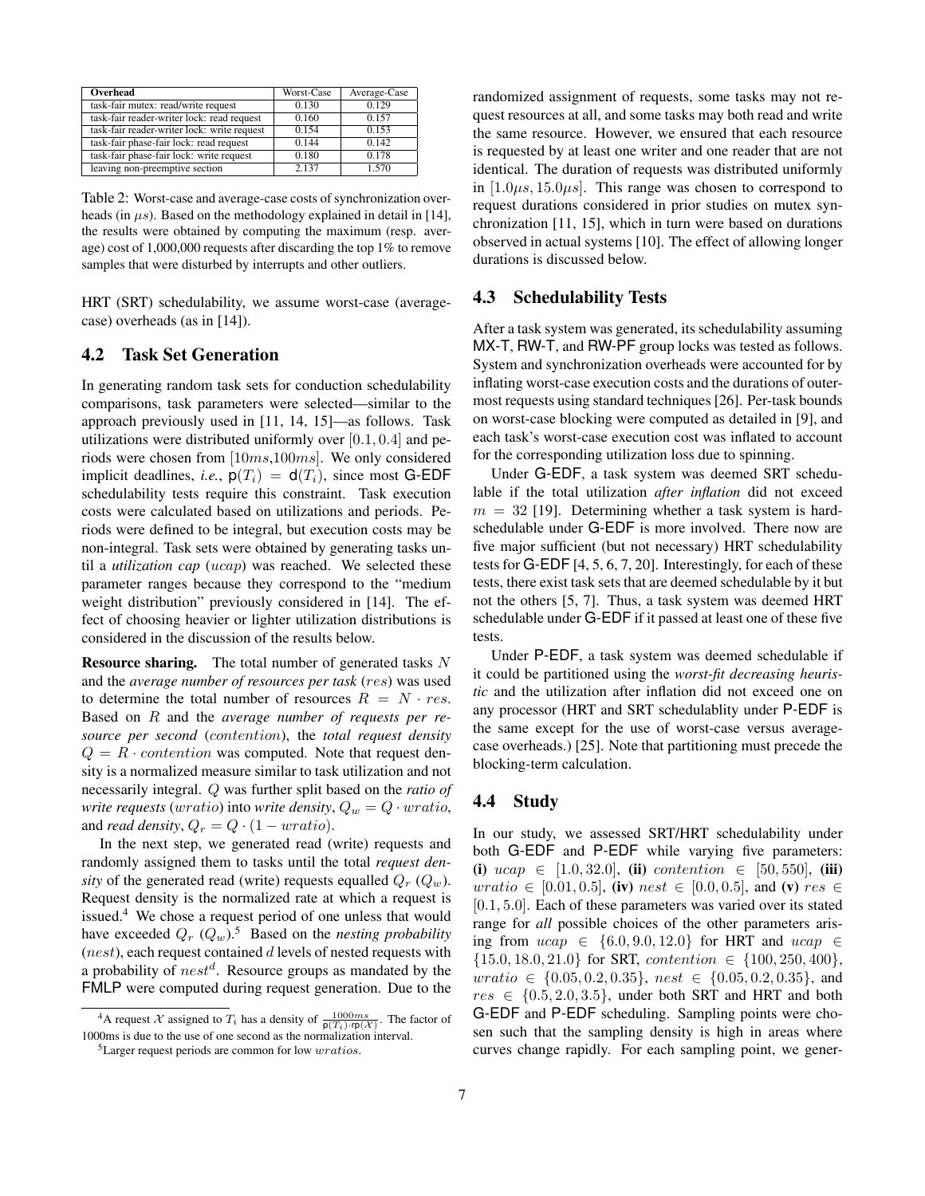| Overhead | Worst-Case | Average-Case |
|---|---|---|
| task-fair mutex: read/write request | 0.130 | 0.129 |
| task-fair reader-writer lock: read request | 0.160 | 0.157 |
| task-fair reader-writer lock: write request | 0.154 | 0.153 |
| task-fair phase-fair lock: read request | 0.144 | 0.142 |
| task-fair phase-fair lock: write request | 0.180 | 0.178 |
| leaving non-preemptive section | 2.137 | 1.570 |

Table 2: Worst-case and average-case costs of synchronization overheads (in $\mu s$). Based on the methodology explained in detail in [14], the results were obtained by computing the maximum (resp. average) cost of 1,000,000 requests after discarding the top 1% to remove samples that were disturbed by interrupts and other outliers.

HRT (SRT) schedulability, we assume worst-case (average-case) overheads (as in [14]).

## 4.2 Task Set Generation

In generating random task sets for conduction schedulability comparisons, task parameters were selected—similar to the approach previously used in [11, 14, 15]—as follows. Task utilizations were distributed uniformly over $[0.1, 0.4]$ and periods were chosen from $[10ms, 100ms]$. We only considered implicit deadlines, *i.e.*, $\mathsf{p}(T_i) = \mathsf{d}(T_i)$, since most G-EDF schedulability tests require this constraint. Task execution costs were calculated based on utilizations and periods. Periods were defined to be integral, but execution costs may be non-integral. Task sets were obtained by generating tasks until a *utilization cap* ($ucap$) was reached. We selected these parameter ranges because they correspond to the "medium weight distribution" previously considered in [14]. The effect of choosing heavier or lighter utilization distributions is considered in the discussion of the results below.

**Resource sharing.** The total number of generated tasks $N$ and the *average number of resources per task* ($res$) was used to determine the total number of resources $R = N \cdot res$. Based on $R$ and the *average number of requests per resource per second* ($contention$), the *total request density* $Q = R \cdot contention$ was computed. Note that request density is a normalized measure similar to task utilization and not necessarily integral. $Q$ was further split based on the *ratio of write requests* ($wratio$) into *write density*, $Q_w = Q \cdot wratio$, and *read density*, $Q_r = Q \cdot (1 - wratio)$.

In the next step, we generated read (write) requests and randomly assigned them to tasks until the total *request density* of the generated read (write) requests equalled $Q_r$ ($Q_w$). Request density is the normalized rate at which a request is issued.[4] We chose a request period of one unless that would have exceeded $Q_r$ ($Q_w$).[5] Based on the *nesting probability* ($nest$), each request contained $d$ levels of nested requests with a probability of $nest^d$. Resource groups as mandated by the FMLP were computed during request generation. Due to the randomized assignment of requests, some tasks may not request resources at all, and some tasks may both read and write the same resource. However, we ensured that each resource is requested by at least one writer and one reader that are not identical. The duration of requests was distributed uniformly in $[1.0\mu s, 15.0\mu s]$. This range was chosen to correspond to request durations considered in prior studies on mutex synchronization [11, 15], which in turn were based on durations observed in actual systems [10]. The effect of allowing longer durations is discussed below.

[4] A request $\mathcal{X}$ assigned to $T_i$ has a density of $\frac{1000ms}{\mathsf{p}(T_i) \cdot \mathsf{rp}(\mathcal{X})}$. The factor of 1000ms is due to the use of one second as the normalization interval.

[5] Larger request periods are common for low $wratios$.

## 4.3 Schedulability Tests

After a task system was generated, its schedulability assuming MX-T, RW-T, and RW-PF group locks was tested as follows. System and synchronization overheads were accounted for by inflating worst-case execution costs and the durations of outermost requests using standard techniques [26]. Per-task bounds on worst-case blocking were computed as detailed in [9], and each task's worst-case execution cost was inflated to account for the corresponding utilization loss due to spinning.

Under G-EDF, a task system was deemed SRT schedulable if the total utilization *after inflation* did not exceed $m = 32$ [19]. Determining whether a task system is hard-schedulable under G-EDF is more involved. There now are five major sufficient (but not necessary) HRT schedulability tests for G-EDF [4, 5, 6, 7, 20]. Interestingly, for each of these tests, there exist task sets that are deemed schedulable by it but not the others [5, 7]. Thus, a task system was deemed HRT schedulable under G-EDF if it passed at least one of these five tests.

Under P-EDF, a task system was deemed schedulable if it could be partitioned using the *worst-fit decreasing heuristic* and the utilization after inflation did not exceed one on any processor (HRT and SRT schedulablity under P-EDF is the same except for the use of worst-case versus average-case overheads.) [25]. Note that partitioning must precede the blocking-term calculation.

## 4.4 Study

In our study, we assessed SRT/HRT schedulability under both G-EDF and P-EDF while varying five parameters: **(i)** $ucap \in [1.0, 32.0]$, **(ii)** $contention \in [50, 550]$, **(iii)** $wratio \in [0.01, 0.5]$, **(iv)** $nest \in [0.0, 0.5]$, and **(v)** $res \in [0.1, 5.0]$. Each of these parameters was varied over its stated range for *all* possible choices of the other parameters arising from $ucap \in \{6.0, 9.0, 12.0\}$ for HRT and $ucap \in \{15.0, 18.0, 21.0\}$ for SRT, $contention \in \{100, 250, 400\}$, $wratio \in \{0.05, 0.2, 0.35\}$, $nest \in \{0.05, 0.2, 0.35\}$, and $res \in \{0.5, 2.0, 3.5\}$, under both SRT and HRT and both G-EDF and P-EDF scheduling. Sampling points were chosen such that the sampling density is high in areas where curves change rapidly. For each sampling point, we gener-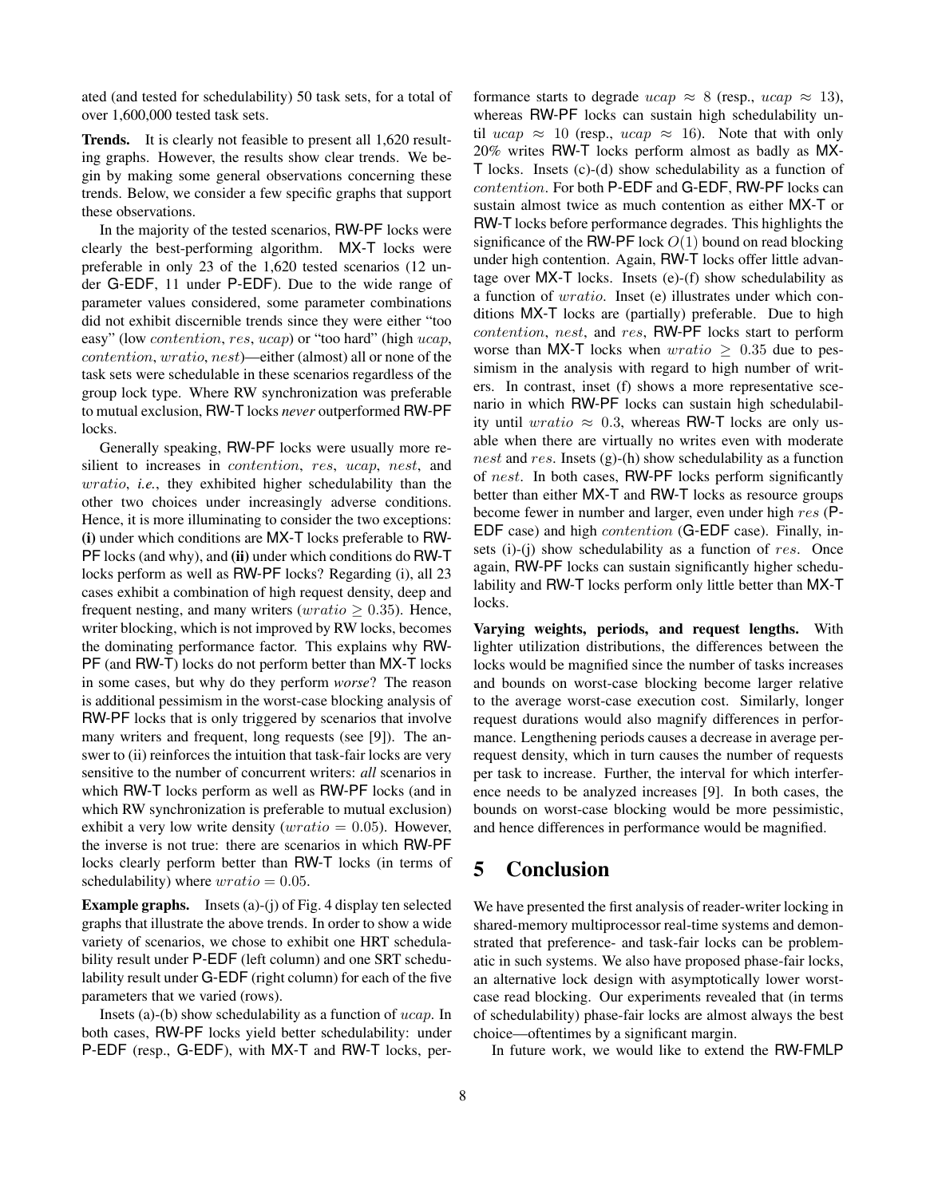ated (and tested for schedulability) 50 task sets, for a total of over 1,600,000 tested task sets.

**Trends.** It is clearly not feasible to present all 1,620 resulting graphs. However, the results show clear trends. We begin by making some general observations concerning these trends. Below, we consider a few specific graphs that support these observations.

In the majority of the tested scenarios, RW-PF locks were clearly the best-performing algorithm. MX-T locks were preferable in only 23 of the 1,620 tested scenarios (12 under G-EDF, 11 under P-EDF). Due to the wide range of parameter values considered, some parameter combinations did not exhibit discernible trends since they were either "too easy" (low $contention$, $res$, $ucap$) or "too hard" (high $ucap$, $contention$, $wratio$, $nest$)—either (almost) all or none of the task sets were schedulable in these scenarios regardless of the group lock type. Where RW synchronization was preferable to mutual exclusion, RW-T locks *never* outperformed RW-PF locks.

Generally speaking, RW-PF locks were usually more resilient to increases in $contention$, $res$, $ucap$, $nest$, and $wratio$, *i.e.*, they exhibited higher schedulability than the other two choices under increasingly adverse conditions. Hence, it is more illuminating to consider the two exceptions: **(i)** under which conditions are MX-T locks preferable to RW-PF locks (and why), and **(ii)** under which conditions do RW-T locks perform as well as RW-PF locks? Regarding (i), all 23 cases exhibit a combination of high request density, deep and frequent nesting, and many writers ($wratio \geq 0.35$). Hence, writer blocking, which is not improved by RW locks, becomes the dominating performance factor. This explains why RW-PF (and RW-T) locks do not perform better than MX-T locks in some cases, but why do they perform *worse*? The reason is additional pessimism in the worst-case blocking analysis of RW-PF locks that is only triggered by scenarios that involve many writers and frequent, long requests (see [9]). The answer to (ii) reinforces the intuition that task-fair locks are very sensitive to the number of concurrent writers: *all* scenarios in which RW-T locks perform as well as RW-PF locks (and in which RW synchronization is preferable to mutual exclusion) exhibit a very low write density ($wratio = 0.05$). However, the inverse is not true: there are scenarios in which RW-PF locks clearly perform better than RW-T locks (in terms of schedulability) where $wratio = 0.05$.

**Example graphs.** Insets (a)-(j) of Fig. 4 display ten selected graphs that illustrate the above trends. In order to show a wide variety of scenarios, we chose to exhibit one HRT schedulability result under P-EDF (left column) and one SRT schedulability result under G-EDF (right column) for each of the five parameters that we varied (rows).

Insets (a)-(b) show schedulability as a function of $ucap$. In both cases, RW-PF locks yield better schedulability: under P-EDF (resp., G-EDF), with MX-T and RW-T locks, performance starts to degrade $ucap \approx 8$ (resp., $ucap \approx 13$), whereas RW-PF locks can sustain high schedulability until $ucap \approx 10$ (resp., $ucap \approx 16$). Note that with only 20% writes RW-T locks perform almost as badly as MX-T locks. Insets (c)-(d) show schedulability as a function of $contention$. For both P-EDF and G-EDF, RW-PF locks can sustain almost twice as much contention as either MX-T or RW-T locks before performance degrades. This highlights the significance of the RW-PF lock $O(1)$ bound on read blocking under high contention. Again, RW-T locks offer little advantage over MX-T locks. Insets (e)-(f) show schedulability as a function of $wratio$. Inset (e) illustrates under which conditions MX-T locks are (partially) preferable. Due to high $contention$, $nest$, and $res$, RW-PF locks start to perform worse than MX-T locks when $wratio \geq 0.35$ due to pessimism in the analysis with regard to high number of writers. In contrast, inset (f) shows a more representative scenario in which RW-PF locks can sustain high schedulability until $wratio \approx 0.3$, whereas RW-T locks are only usable when there are virtually no writes even with moderate $nest$ and $res$. Insets (g)-(h) show schedulability as a function of $nest$. In both cases, RW-PF locks perform significantly better than either MX-T and RW-T locks as resource groups become fewer in number and larger, even under high $res$ (P-EDF case) and high $contention$ (G-EDF case). Finally, insets (i)-(j) show schedulability as a function of $res$. Once again, RW-PF locks can sustain significantly higher schedulability and RW-T locks perform only little better than MX-T locks.

**Varying weights, periods, and request lengths.** With lighter utilization distributions, the differences between the locks would be magnified since the number of tasks increases and bounds on worst-case blocking become larger relative to the average worst-case execution cost. Similarly, longer request durations would also magnify differences in performance. Lengthening periods causes a decrease in average per-request density, which in turn causes the number of requests per task to increase. Further, the interval for which interference needs to be analyzed increases [9]. In both cases, the bounds on worst-case blocking would be more pessimistic, and hence differences in performance would be magnified.

# 5 Conclusion

We have presented the first analysis of reader-writer locking in shared-memory multiprocessor real-time systems and demonstrated that preference- and task-fair locks can be problematic in such systems. We also have proposed phase-fair locks, an alternative lock design with asymptotically lower worst-case read blocking. Our experiments revealed that (in terms of schedulability) phase-fair locks are almost always the best choice—oftentimes by a significant margin.

In future work, we would like to extend the RW-FMLP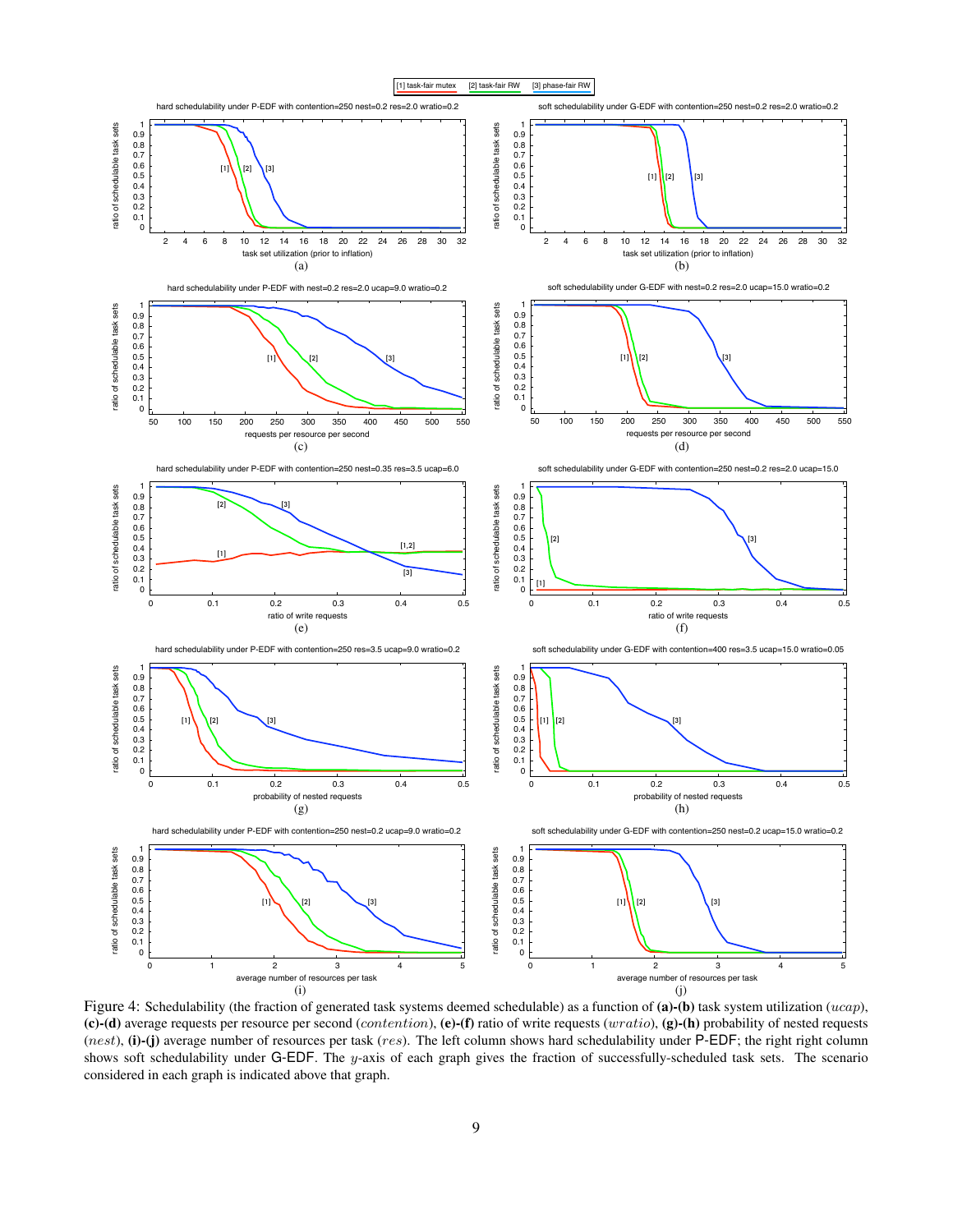Figure 4: Schedulability (the fraction of generated task systems deemed schedulable) as a function of **(a)-(b)** task system utilization ($ucap$), **(c)-(d)** average requests per resource per second ($contention$), **(e)-(f)** ratio of write requests ($wratio$), **(g)-(h)** probability of nested requests ($nest$), **(i)-(j)** average number of resources per task ($res$). The left column shows hard schedulability under P-EDF; the right right column shows soft schedulability under G-EDF. The $y$-axis of each graph gives the fraction of successfully-scheduled task sets. The scenario considered in each graph is indicated above that graph.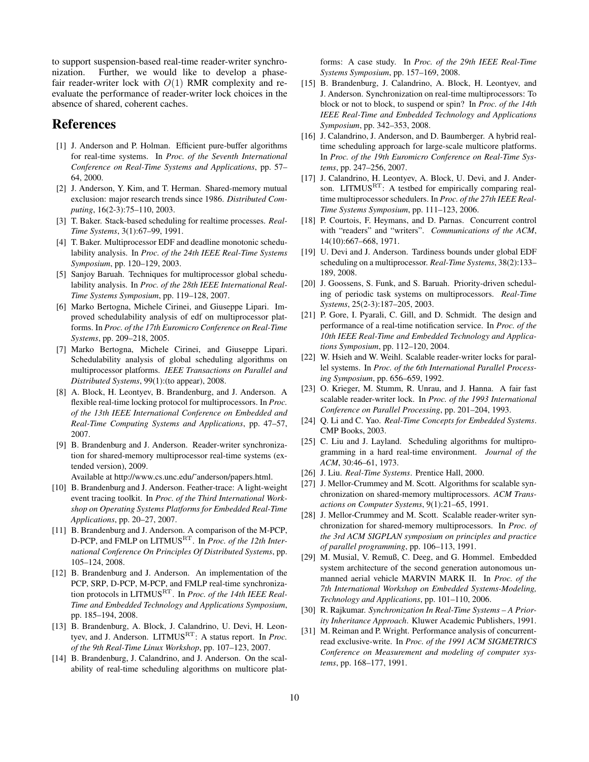to support suspension-based real-time reader-writer synchronization. Further, we would like to develop a phase-fair reader-writer lock with $O(1)$ RMR complexity and re-evaluate the performance of reader-writer lock choices in the absence of shared, coherent caches.

## References

[1] J. Anderson and P. Holman. Efficient pure-buffer algorithms for real-time systems. In *Proc. of the Seventh International Conference on Real-Time Systems and Applications*, pp. 57–64, 2000.

[2] J. Anderson, Y. Kim, and T. Herman. Shared-memory mutual exclusion: major research trends since 1986. *Distributed Computing*, 16(2-3):75–110, 2003.

[3] T. Baker. Stack-based scheduling for realtime processes. *Real-Time Systems*, 3(1):67–99, 1991.

[4] T. Baker. Multiprocessor EDF and deadline monotonic schedulability analysis. In *Proc. of the 24th IEEE Real-Time Systems Symposium*, pp. 120–129, 2003.

[5] Sanjoy Baruah. Techniques for multiprocessor global schedulability analysis. In *Proc. of the 28th IEEE International Real-Time Systems Symposium*, pp. 119–128, 2007.

[6] Marko Bertogna, Michele Cirinei, and Giuseppe Lipari. Improved schedulability analysis of edf on multiprocessor platforms. In *Proc. of the 17th Euromicro Conference on Real-Time Systems*, pp. 209–218, 2005.

[7] Marko Bertogna, Michele Cirinei, and Giuseppe Lipari. Schedulability analysis of global scheduling algorithms on multiprocessor platforms. *IEEE Transactions on Parallel and Distributed Systems*, 99(1):(to appear), 2008.

[8] A. Block, H. Leontyev, B. Brandenburg, and J. Anderson. A flexible real-time locking protocol for multiprocessors. In *Proc. of the 13th IEEE International Conference on Embedded and Real-Time Computing Systems and Applications*, pp. 47–57, 2007.

[9] B. Brandenburg and J. Anderson. Reader-writer synchronization for shared-memory multiprocessor real-time systems (extended version), 2009. Available at http://www.cs.unc.edu/˜anderson/papers.html.

[10] B. Brandenburg and J. Anderson. Feather-trace: A light-weight event tracing toolkit. In *Proc. of the Third International Workshop on Operating Systems Platforms for Embedded Real-Time Applications*, pp. 20–27, 2007.

[11] B. Brandenburg and J. Anderson. A comparison of the M-PCP, D-PCP, and FMLP on LITMUS$^{\mathrm{RT}}$. In *Proc. of the 12th International Conference On Principles Of Distributed Systems*, pp. 105–124, 2008.

[12] B. Brandenburg and J. Anderson. An implementation of the PCP, SRP, D-PCP, M-PCP, and FMLP real-time synchronization protocols in LITMUS$^{\mathrm{RT}}$. In *Proc. of the 14th IEEE Real-Time and Embedded Technology and Applications Symposium*, pp. 185–194, 2008.

[13] B. Brandenburg, A. Block, J. Calandrino, U. Devi, H. Leontyev, and J. Anderson. LITMUS$^{\mathrm{RT}}$: A status report. In *Proc. of the 9th Real-Time Linux Workshop*, pp. 107–123, 2007.

[14] B. Brandenburg, J. Calandrino, and J. Anderson. On the scalability of real-time scheduling algorithms on multicore platforms: A case study. In *Proc. of the 29th IEEE Real-Time Systems Symposium*, pp. 157–169, 2008.

[15] B. Brandenburg, J. Calandrino, A. Block, H. Leontyev, and J. Anderson. Synchronization on real-time multiprocessors: To block or not to block, to suspend or spin? In *Proc. of the 14th IEEE Real-Time and Embedded Technology and Applications Symposium*, pp. 342–353, 2008.

[16] J. Calandrino, J. Anderson, and D. Baumberger. A hybrid real-time scheduling approach for large-scale multicore platforms. In *Proc. of the 19th Euromicro Conference on Real-Time Systems*, pp. 247–256, 2007.

[17] J. Calandrino, H. Leontyev, A. Block, U. Devi, and J. Anderson. LITMUS$^{\mathrm{RT}}$: A testbed for empirically comparing real-time multiprocessor schedulers. In *Proc. of the 27th IEEE Real-Time Systems Symposium*, pp. 111–123, 2006.

[18] P. Courtois, F. Heymans, and D. Parnas. Concurrent control with "readers" and "writers". *Communications of the ACM*, 14(10):667–668, 1971.

[19] U. Devi and J. Anderson. Tardiness bounds under global EDF scheduling on a multiprocessor. *Real-Time Systems*, 38(2):133–189, 2008.

[20] J. Goossens, S. Funk, and S. Baruah. Priority-driven scheduling of periodic task systems on multiprocessors. *Real-Time Systems*, 25(2-3):187–205, 2003.

[21] P. Gore, I. Pyarali, C. Gill, and D. Schmidt. The design and performance of a real-time notification service. In *Proc. of the 10th IEEE Real-Time and Embedded Technology and Applications Symposium*, pp. 112–120, 2004.

[22] W. Hsieh and W. Weihl. Scalable reader-writer locks for parallel systems. In *Proc. of the 6th International Parallel Processing Symposium*, pp. 656–659, 1992.

[23] O. Krieger, M. Stumm, R. Unrau, and J. Hanna. A fair fast scalable reader-writer lock. In *Proc. of the 1993 International Conference on Parallel Processing*, pp. 201–204, 1993.

[24] Q. Li and C. Yao. *Real-Time Concepts for Embedded Systems*. CMP Books, 2003.

[25] C. Liu and J. Layland. Scheduling algorithms for multiprogramming in a hard real-time environment. *Journal of the ACM*, 30:46–61, 1973.

[26] J. Liu. *Real-Time Systems*. Prentice Hall, 2000.

[27] J. Mellor-Crummey and M. Scott. Algorithms for scalable synchronization on shared-memory multiprocessors. *ACM Transactions on Computer Systems*, 9(1):21–65, 1991.

[28] J. Mellor-Crummey and M. Scott. Scalable reader-writer synchronization for shared-memory multiprocessors. In *Proc. of the 3rd ACM SIGPLAN symposium on principles and practice of parallel programming*, pp. 106–113, 1991.

[29] M. Musial, V. Remuß, C. Deeg, and G. Hommel. Embedded system architecture of the second generation autonomous unmanned aerial vehicle MARVIN MARK II. In *Proc. of the 7th International Workshop on Embedded Systems-Modeling, Technology and Applications*, pp. 101–110, 2006.

[30] R. Rajkumar. *Synchronization In Real-Time Systems – A Priority Inheritance Approach*. Kluwer Academic Publishers, 1991.

[31] M. Reiman and P. Wright. Performance analysis of concurrent-read exclusive-write. In *Proc. of the 1991 ACM SIGMETRICS Conference on Measurement and modeling of computer systems*, pp. 168–177, 1991.